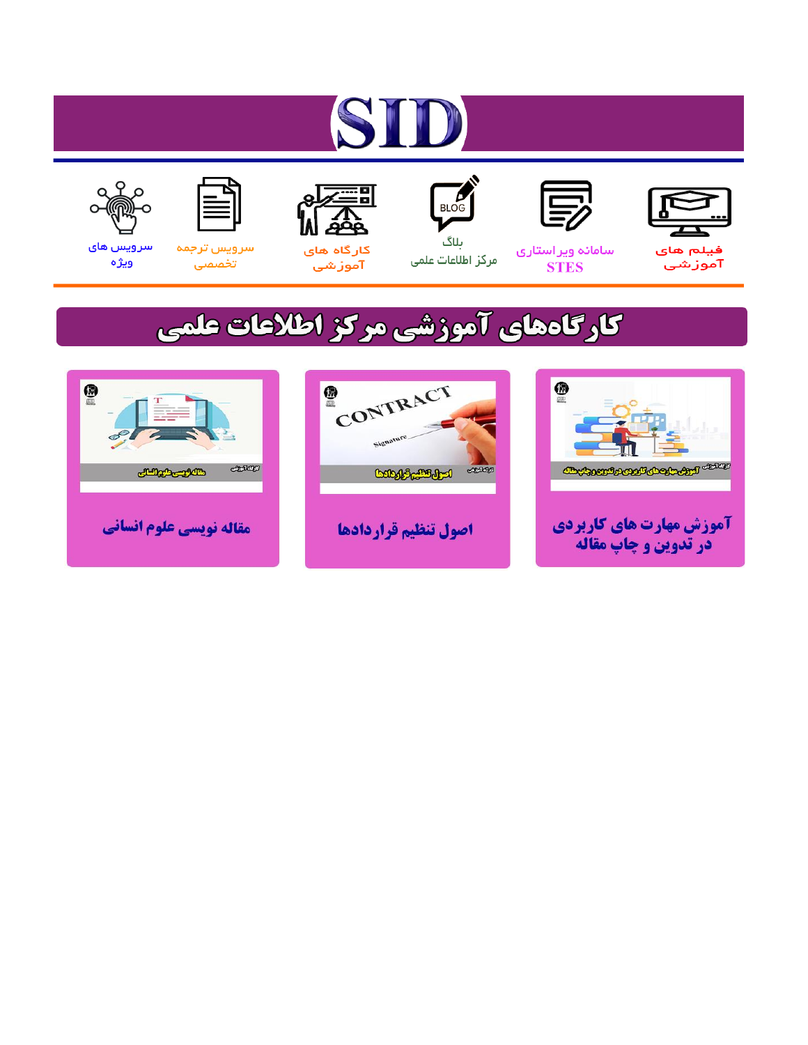# SID

فیلم های آموزشی

سامانه ویراستاری STES

بلاگ مرکز اطلاعات علمی

کارگاه های آموزشی

سرویس ترجمه تخصصی

سرویس های ویژه

## کارگاه‌های آموزشی مرکز اطلاعات علمی

آموزش مهارت های کاربردی در تدوین و چاپ مقاله

اصول تنظیم قراردادها

مقاله نویسی علوم انسانی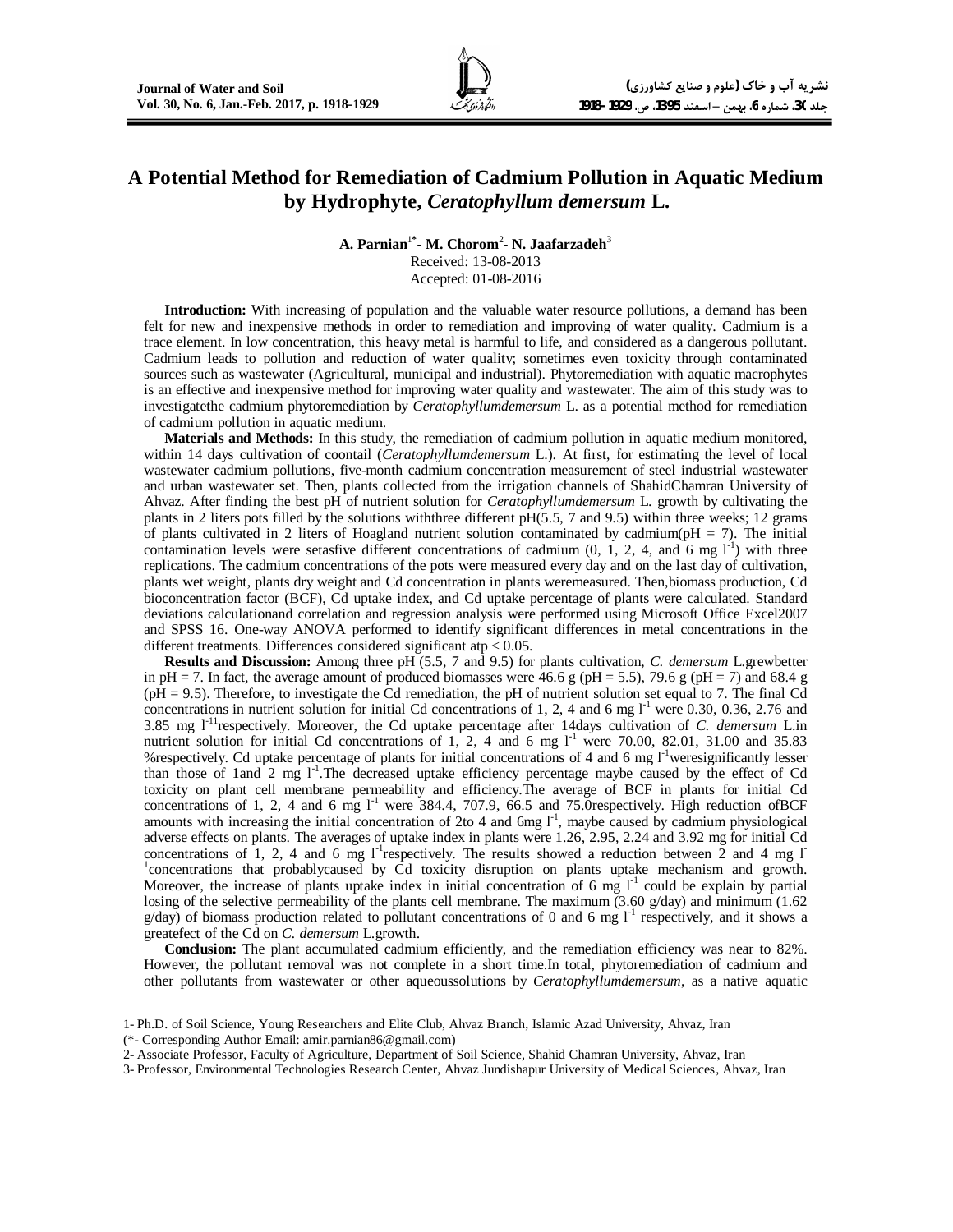# A Potential Method for Remediation of Cadmium Pollution in Aquatic Medium by Hydrophyte, *Ceratophyllum demersum* L.

**A. Parnian[1*]- M. Chorom[2]- N. Jaafarzadeh[3]**
Received: 13-08-2013
Accepted: 01-08-2016

**Introduction:** With increasing of population and the valuable water resource pollutions, a demand has been felt for new and inexpensive methods in order to remediation and improving of water quality. Cadmium is a trace element. In low concentration, this heavy metal is harmful to life, and considered as a dangerous pollutant. Cadmium leads to pollution and reduction of water quality; sometimes even toxicity through contaminated sources such as wastewater (Agricultural, municipal and industrial). Phytoremediation with aquatic macrophytes is an effective and inexpensive method for improving water quality and wastewater. The aim of this study was to investigatethe cadmium phytoremediation by *Ceratophyllumdemersum* L. as a potential method for remediation of cadmium pollution in aquatic medium.

**Materials and Methods:** In this study, the remediation of cadmium pollution in aquatic medium monitored, within 14 days cultivation of coontail (*Ceratophyllumdemersum* L.). At first, for estimating the level of local wastewater cadmium pollutions, five-month cadmium concentration measurement of steel industrial wastewater and urban wastewater set. Then, plants collected from the irrigation channels of ShahidChamran University of Ahvaz. After finding the best pH of nutrient solution for *Ceratophyllumdemersum* L. growth by cultivating the plants in 2 liters pots filled by the solutions withthree different pH(5.5, 7 and 9.5) within three weeks; 12 grams of plants cultivated in 2 liters of Hoagland nutrient solution contaminated by cadmium(pH = 7). The initial contamination levels were setasfive different concentrations of cadmium (0, 1, 2, 4, and 6 mg $l^{-1}$) with three replications. The cadmium concentrations of the pots were measured every day and on the last day of cultivation, plants wet weight, plants dry weight and Cd concentration in plants weremeasured. Then,biomass production, Cd bioconcentration factor (BCF), Cd uptake index, and Cd uptake percentage of plants were calculated. Standard deviations calculationand correlation and regression analysis were performed using Microsoft Office Excel2007 and SPSS 16. One-way ANOVA performed to identify significant differences in metal concentrations in the different treatments. Differences considered significant at$p < 0.05$.

**Results and Discussion:** Among three pH (5.5, 7 and 9.5) for plants cultivation, *C. demersum* L.grewbetter in pH = 7. In fact, the average amount of produced biomasses were 46.6 g (pH = 5.5), 79.6 g (pH = 7) and 68.4 g (pH = 9.5). Therefore, to investigate the Cd remediation, the pH of nutrient solution set equal to 7. The final Cd concentrations in nutrient solution for initial Cd concentrations of 1, 2, 4 and 6 mg $l^{-1}$ were 0.30, 0.36, 2.76 and 3.85 mg $l^{-11}$respectively. Moreover, the Cd uptake percentage after 14days cultivation of *C. demersum* L.in nutrient solution for initial Cd concentrations of 1, 2, 4 and 6 mg $l^{-1}$ were 70.00, 82.01, 31.00 and 35.83 %respectively. Cd uptake percentage of plants for initial concentrations of 4 and 6 mg $l^{-1}$weresignificantly lesser than those of 1and 2 mg $l^{-1}$.The decreased uptake efficiency percentage maybe caused by the effect of Cd toxicity on plant cell membrane permeability and efficiency.The average of BCF in plants for initial Cd concentrations of 1, 2, 4 and 6 mg $l^{-1}$ were 384.4, 707.9, 66.5 and 75.0respectively. High reduction ofBCF amounts with increasing the initial concentration of 2to 4 and 6mg $l^{-1}$, maybe caused by cadmium physiological adverse effects on plants. The averages of uptake index in plants were 1.26, 2.95, 2.24 and 3.92 mg for initial Cd concentrations of 1, 2, 4 and 6 mg $l^{-1}$respectively. The results showed a reduction between 2 and 4 mg $l^{-1}$concentrations that probablycaused by Cd toxicity disruption on plants uptake mechanism and growth. Moreover, the increase of plants uptake index in initial concentration of 6 mg $l^{-1}$ could be explain by partial losing of the selective permeability of the plants cell membrane. The maximum (3.60 g/day) and minimum (1.62 g/day) of biomass production related to pollutant concentrations of 0 and 6 mg $l^{-1}$ respectively, and it shows a greatefect of the Cd on *C. demersum* L.growth.

**Conclusion:** The plant accumulated cadmium efficiently, and the remediation efficiency was near to 82%. However, the pollutant removal was not complete in a short time.In total, phytoremediation of cadmium and other pollutants from wastewater or other aqueoussolutions by *Ceratophyllumdemersum*, as a native aquatic

---

1- Ph.D. of Soil Science, Young Researchers and Elite Club, Ahvaz Branch, Islamic Azad University, Ahvaz, Iran
(*- Corresponding Author Email: amir.parnian86@gmail.com)
2- Associate Professor, Faculty of Agriculture, Department of Soil Science, Shahid Chamran University, Ahvaz, Iran
3- Professor, Environmental Technologies Research Center, Ahvaz Jundishapur University of Medical Sciences, Ahvaz, Iran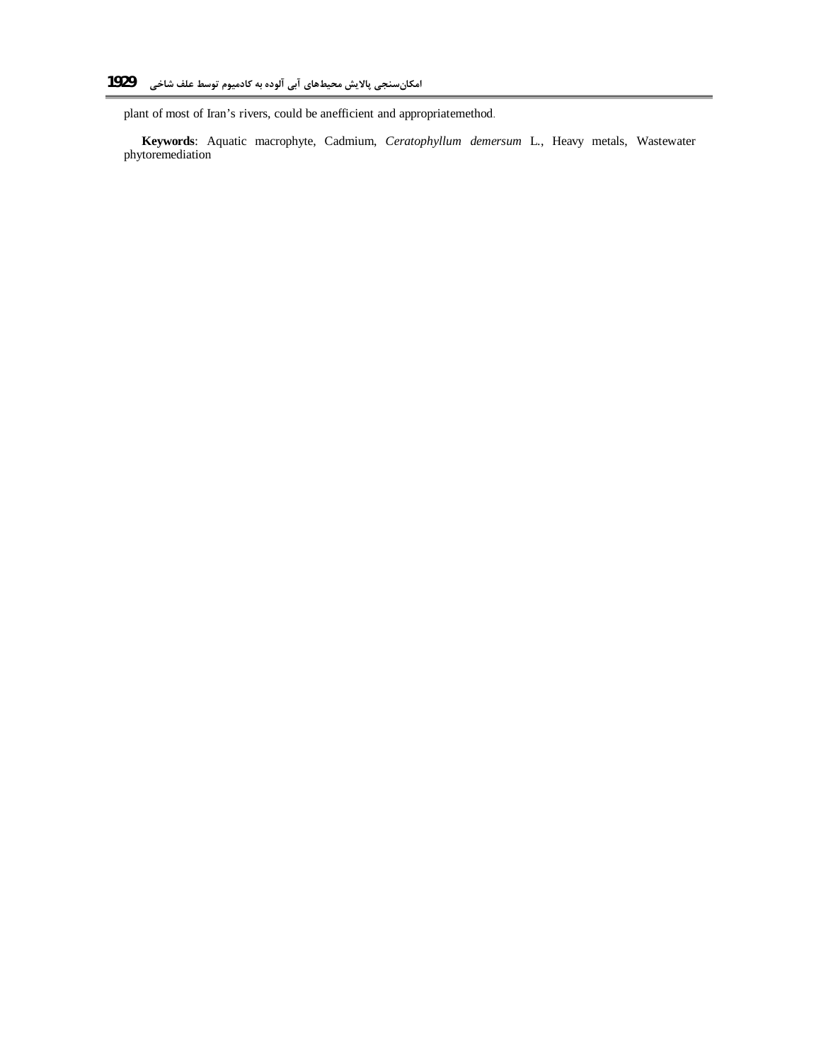plant of most of Iran's rivers, could be anefficient and appropriatemethod.

**Keywords**: Aquatic macrophyte, Cadmium, *Ceratophyllum demersum* L., Heavy metals, Wastewater phytoremediation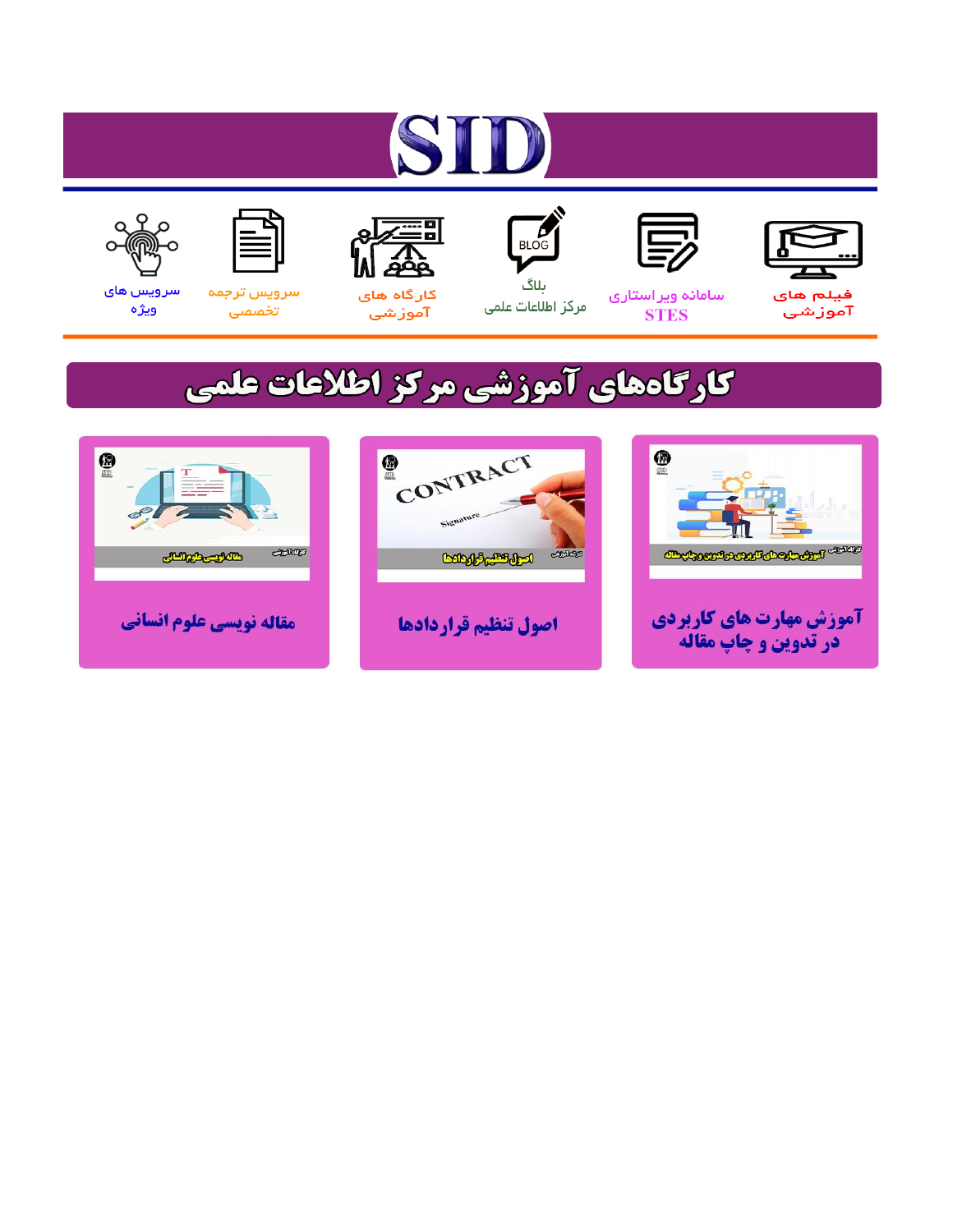# SID

فیلم های آموزشی

سامانه ویراستاری STES

بلاگ مرکز اطلاعات علمی

کارگاه های آموزشی

سرویس ترجمه تخصصی

سرویس های ویژه

## کارگاه‌های آموزشی مرکز اطلاعات علمی

آموزش مهارت های کاربردی در تدوین و چاپ مقاله

اصول تنظیم قراردادها

مقاله نویسی علوم انسانی